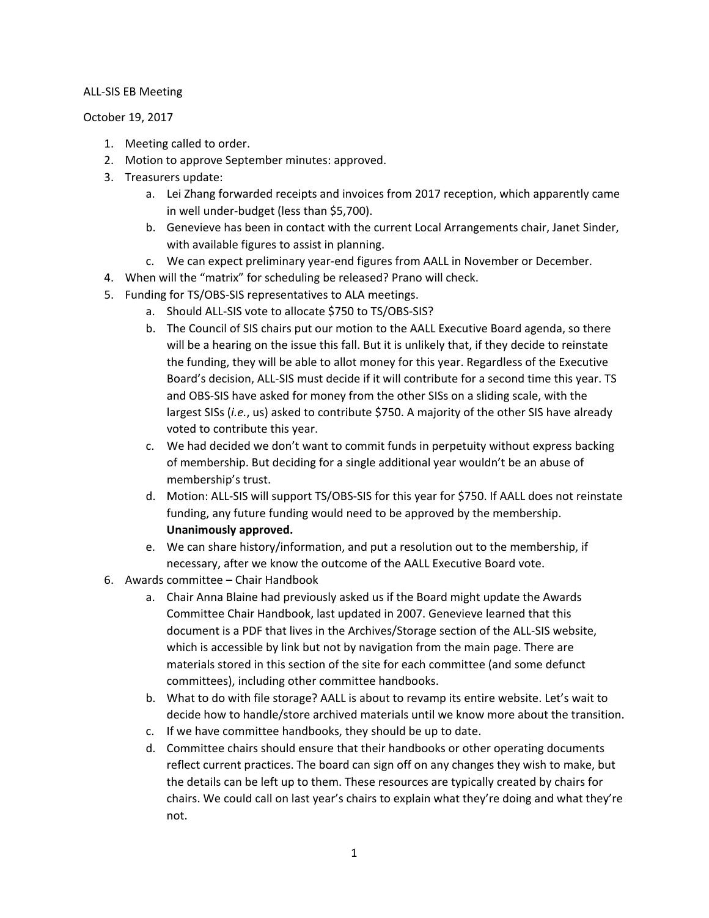ALL-SIS EB Meeting

October 19, 2017

1. Meeting called to order.
2. Motion to approve September minutes: approved.
3. Treasurers update:
    a. Lei Zhang forwarded receipts and invoices from 2017 reception, which apparently came in well under-budget (less than $5,700).
    b. Genevieve has been in contact with the current Local Arrangements chair, Janet Sinder, with available figures to assist in planning.
    c. We can expect preliminary year-end figures from AALL in November or December.
4. When will the "matrix" for scheduling be released? Prano will check.
5. Funding for TS/OBS-SIS representatives to ALA meetings.
    a. Should ALL-SIS vote to allocate $750 to TS/OBS-SIS?
    b. The Council of SIS chairs put our motion to the AALL Executive Board agenda, so there will be a hearing on the issue this fall. But it is unlikely that, if they decide to reinstate the funding, they will be able to allot money for this year. Regardless of the Executive Board's decision, ALL-SIS must decide if it will contribute for a second time this year. TS and OBS-SIS have asked for money from the other SISs on a sliding scale, with the largest SISs (*i.e.*, us) asked to contribute $750. A majority of the other SIS have already voted to contribute this year.
    c. We had decided we don't want to commit funds in perpetuity without express backing of membership. But deciding for a single additional year wouldn't be an abuse of membership's trust.
    d. Motion: ALL-SIS will support TS/OBS-SIS for this year for $750. If AALL does not reinstate funding, any future funding would need to be approved by the membership. **Unanimously approved.**
    e. We can share history/information, and put a resolution out to the membership, if necessary, after we know the outcome of the AALL Executive Board vote.
6. Awards committee – Chair Handbook
    a. Chair Anna Blaine had previously asked us if the Board might update the Awards Committee Chair Handbook, last updated in 2007. Genevieve learned that this document is a PDF that lives in the Archives/Storage section of the ALL-SIS website, which is accessible by link but not by navigation from the main page. There are materials stored in this section of the site for each committee (and some defunct committees), including other committee handbooks.
    b. What to do with file storage? AALL is about to revamp its entire website. Let's wait to decide how to handle/store archived materials until we know more about the transition.
    c. If we have committee handbooks, they should be up to date.
    d. Committee chairs should ensure that their handbooks or other operating documents reflect current practices. The board can sign off on any changes they wish to make, but the details can be left up to them. These resources are typically created by chairs for chairs. We could call on last year's chairs to explain what they're doing and what they're not.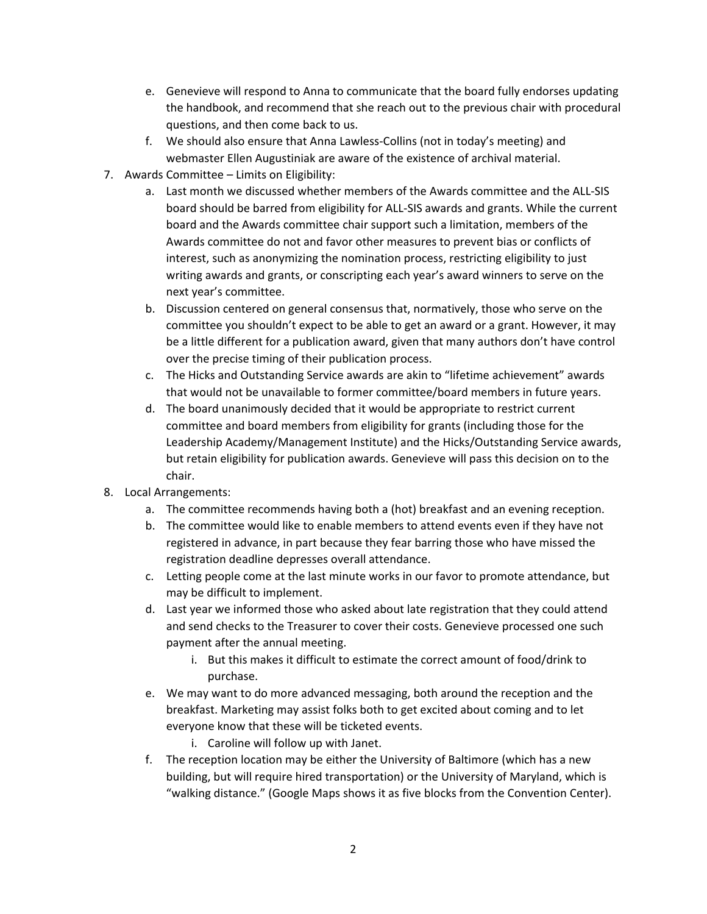e. Genevieve will respond to Anna to communicate that the board fully endorses updating the handbook, and recommend that she reach out to the previous chair with procedural questions, and then come back to us.
   f. We should also ensure that Anna Lawless-Collins (not in today's meeting) and webmaster Ellen Augustiniak are aware of the existence of archival material.

7. Awards Committee – Limits on Eligibility:
   a. Last month we discussed whether members of the Awards committee and the ALL-SIS board should be barred from eligibility for ALL-SIS awards and grants. While the current board and the Awards committee chair support such a limitation, members of the Awards committee do not and favor other measures to prevent bias or conflicts of interest, such as anonymizing the nomination process, restricting eligibility to just writing awards and grants, or conscripting each year's award winners to serve on the next year's committee.
   b. Discussion centered on general consensus that, normatively, those who serve on the committee you shouldn't expect to be able to get an award or a grant. However, it may be a little different for a publication award, given that many authors don't have control over the precise timing of their publication process.
   c. The Hicks and Outstanding Service awards are akin to "lifetime achievement" awards that would not be unavailable to former committee/board members in future years.
   d. The board unanimously decided that it would be appropriate to restrict current committee and board members from eligibility for grants (including those for the Leadership Academy/Management Institute) and the Hicks/Outstanding Service awards, but retain eligibility for publication awards. Genevieve will pass this decision on to the chair.

8. Local Arrangements:
   a. The committee recommends having both a (hot) breakfast and an evening reception.
   b. The committee would like to enable members to attend events even if they have not registered in advance, in part because they fear barring those who have missed the registration deadline depresses overall attendance.
   c. Letting people come at the last minute works in our favor to promote attendance, but may be difficult to implement.
   d. Last year we informed those who asked about late registration that they could attend and send checks to the Treasurer to cover their costs. Genevieve processed one such payment after the annual meeting.
      i. But this makes it difficult to estimate the correct amount of food/drink to purchase.
   e. We may want to do more advanced messaging, both around the reception and the breakfast. Marketing may assist folks both to get excited about coming and to let everyone know that these will be ticketed events.
      i. Caroline will follow up with Janet.
   f. The reception location may be either the University of Baltimore (which has a new building, but will require hired transportation) or the University of Maryland, which is "walking distance." (Google Maps shows it as five blocks from the Convention Center).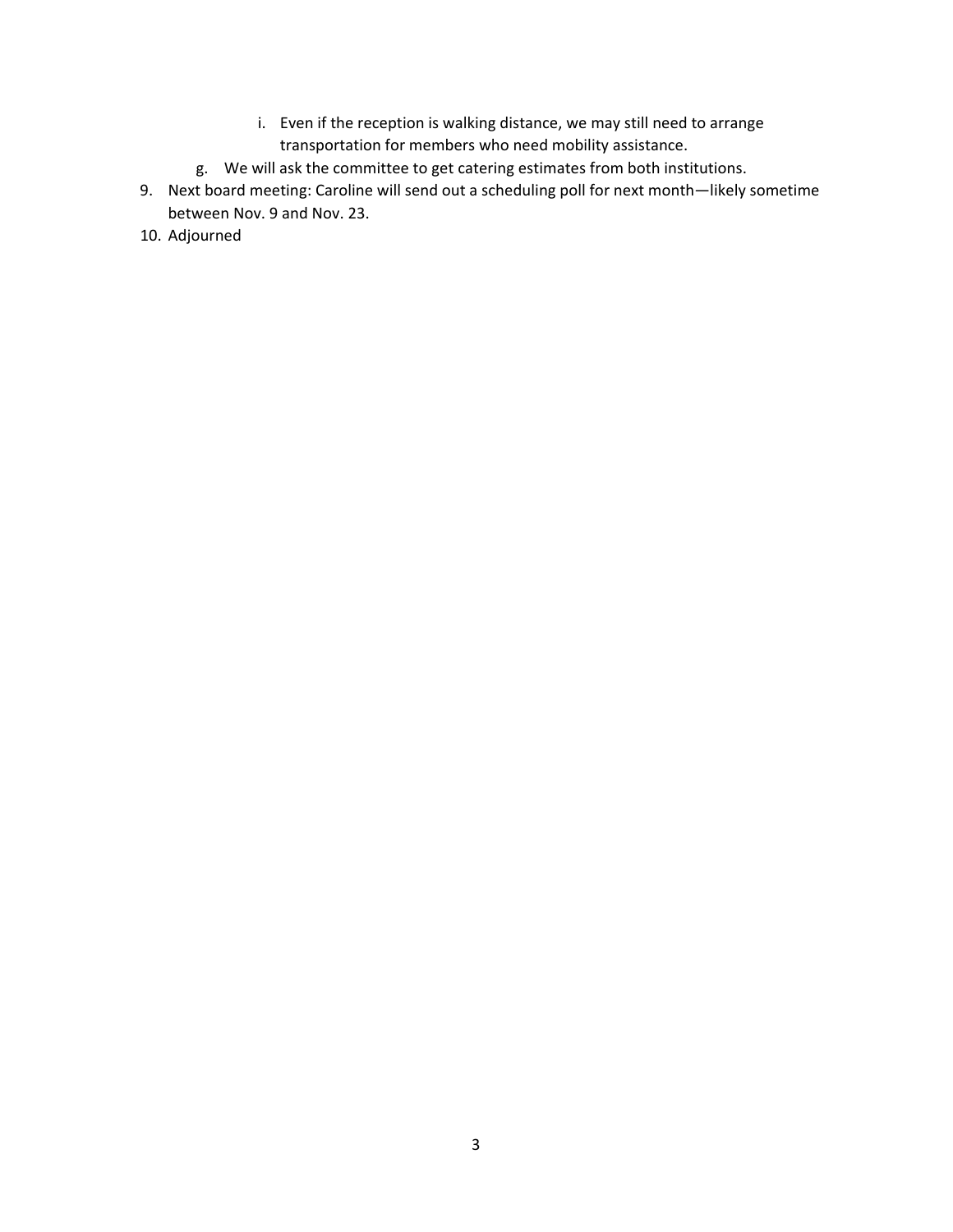i. Even if the reception is walking distance, we may still need to arrange transportation for members who need mobility assistance.

   g. We will ask the committee to get catering estimates from both institutions.

9. Next board meeting: Caroline will send out a scheduling poll for next month—likely sometime between Nov. 9 and Nov. 23.
10. Adjourned